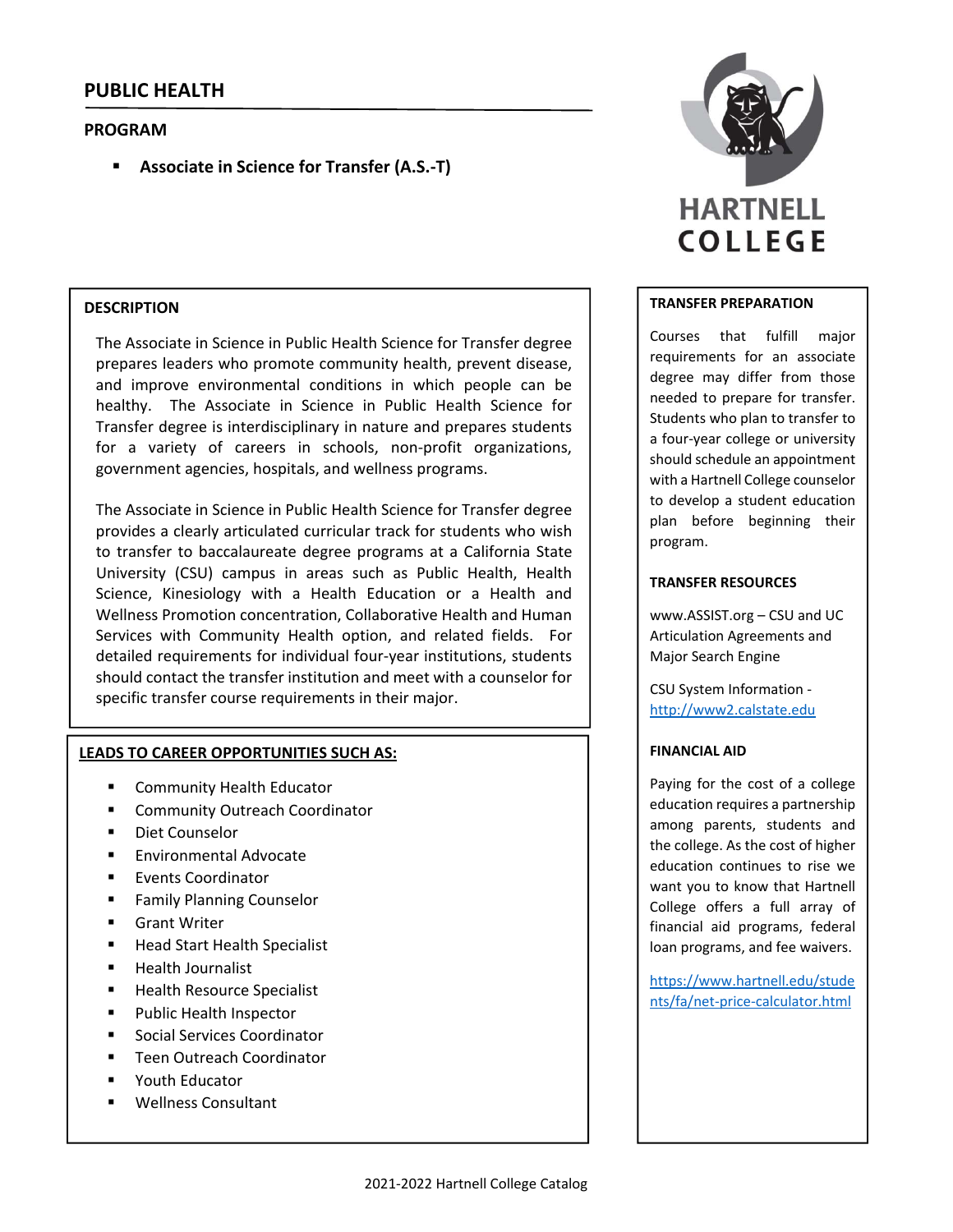# PUBLIC HEALTH

## PROGRAM

- **Associate in Science for Transfer (A.S.-T)**

HARTNELL COLLEGE

### DESCRIPTION

The Associate in Science in Public Health Science for Transfer degree prepares leaders who promote community health, prevent disease, and improve environmental conditions in which people can be healthy. The Associate in Science in Public Health Science for Transfer degree is interdisciplinary in nature and prepares students for a variety of careers in schools, non-profit organizations, government agencies, hospitals, and wellness programs.

The Associate in Science in Public Health Science for Transfer degree provides a clearly articulated curricular track for students who wish to transfer to baccalaureate degree programs at a California State University (CSU) campus in areas such as Public Health, Health Science, Kinesiology with a Health Education or a Health and Wellness Promotion concentration, Collaborative Health and Human Services with Community Health option, and related fields. For detailed requirements for individual four-year institutions, students should contact the transfer institution and meet with a counselor for specific transfer course requirements in their major.

### LEADS TO CAREER OPPORTUNITIES SUCH AS:

- Community Health Educator
- Community Outreach Coordinator
- Diet Counselor
- Environmental Advocate
- Events Coordinator
- Family Planning Counselor
- Grant Writer
- Head Start Health Specialist
- Health Journalist
- Health Resource Specialist
- Public Health Inspector
- Social Services Coordinator
- Teen Outreach Coordinator
- Youth Educator
- Wellness Consultant

### TRANSFER PREPARATION

Courses that fulfill major requirements for an associate degree may differ from those needed to prepare for transfer. Students who plan to transfer to a four-year college or university should schedule an appointment with a Hartnell College counselor to develop a student education plan before beginning their program.

### TRANSFER RESOURCES

www.ASSIST.org – CSU and UC Articulation Agreements and Major Search Engine

CSU System Information - http://www2.calstate.edu

### FINANCIAL AID

Paying for the cost of a college education requires a partnership among parents, students and the college. As the cost of higher education continues to rise we want you to know that Hartnell College offers a full array of financial aid programs, federal loan programs, and fee waivers.

https://www.hartnell.edu/students/fa/net-price-calculator.html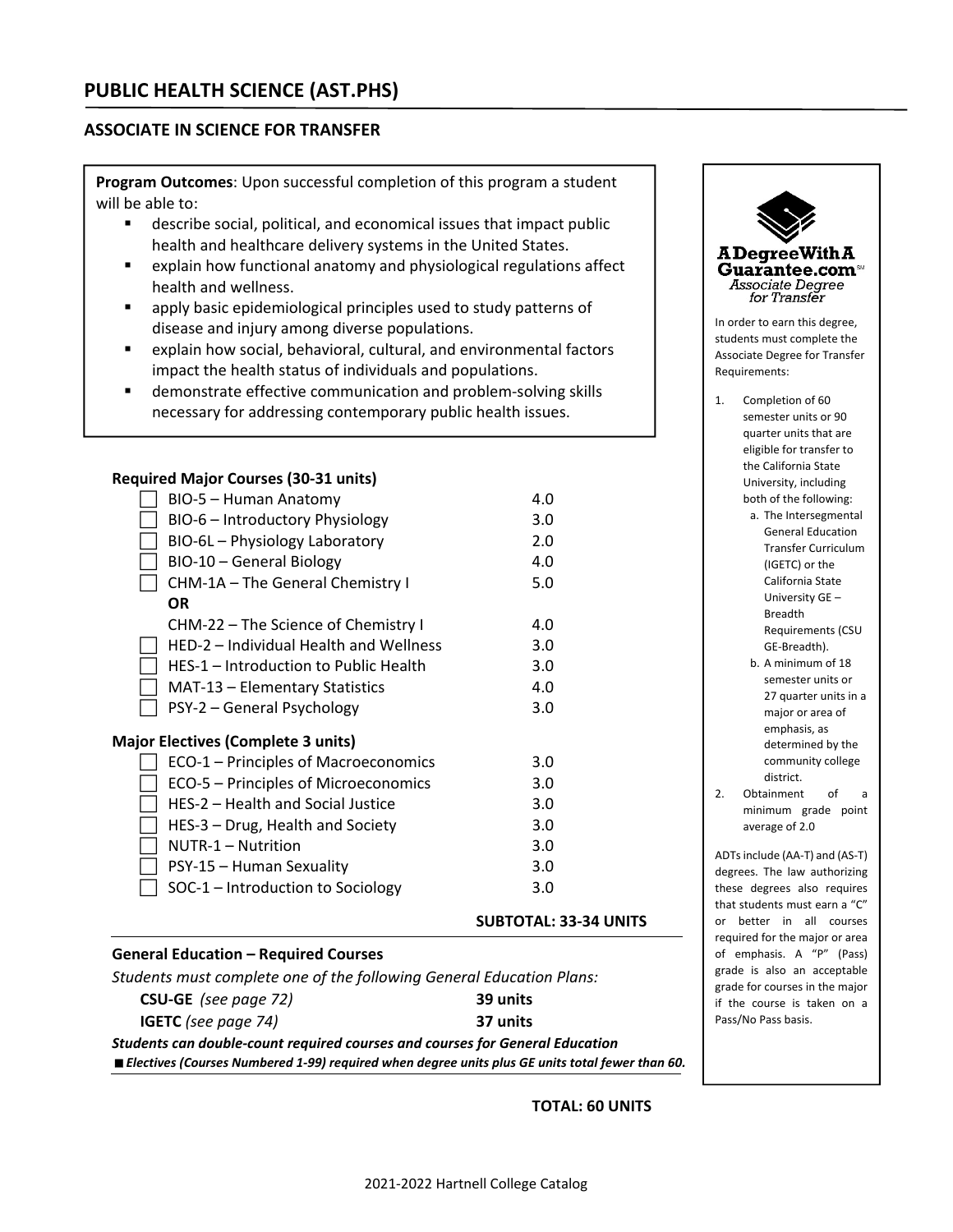# PUBLIC HEALTH SCIENCE (AST.PHS)

## ASSOCIATE IN SCIENCE FOR TRANSFER

**Program Outcomes**: Upon successful completion of this program a student will be able to:

- describe social, political, and economical issues that impact public health and healthcare delivery systems in the United States.
- explain how functional anatomy and physiological regulations affect health and wellness.
- apply basic epidemiological principles used to study patterns of disease and injury among diverse populations.
- explain how social, behavioral, cultural, and environmental factors impact the health status of individuals and populations.
- demonstrate effective communication and problem-solving skills necessary for addressing contemporary public health issues.

### Required Major Courses (30-31 units)

| | |
|---|---|
| ☐ BIO-5 – Human Anatomy | 4.0 |
| ☐ BIO-6 – Introductory Physiology | 3.0 |
| ☐ BIO-6L – Physiology Laboratory | 2.0 |
| ☐ BIO-10 – General Biology | 4.0 |
| ☐ CHM-1A – The General Chemistry I | 5.0 |
| **OR** | |
| CHM-22 – The Science of Chemistry I | 4.0 |
| ☐ HED-2 – Individual Health and Wellness | 3.0 |
| ☐ HES-1 – Introduction to Public Health | 3.0 |
| ☐ MAT-13 – Elementary Statistics | 4.0 |
| ☐ PSY-2 – General Psychology | 3.0 |

### Major Electives (Complete 3 units)

| | |
|---|---|
| ☐ ECO-1 – Principles of Macroeconomics | 3.0 |
| ☐ ECO-5 – Principles of Microeconomics | 3.0 |
| ☐ HES-2 – Health and Social Justice | 3.0 |
| ☐ HES-3 – Drug, Health and Society | 3.0 |
| ☐ NUTR-1 – Nutrition | 3.0 |
| ☐ PSY-15 – Human Sexuality | 3.0 |
| ☐ SOC-1 – Introduction to Sociology | 3.0 |

**SUBTOTAL: 33-34 UNITS**

### General Education – Required Courses

*Students must complete one of the following General Education Plans:*

| | |
|---|---|
| **CSU-GE** *(see page 72)* | **39 units** |
| **IGETC** *(see page 74)* | **37 units** |

***Students can double-count required courses and courses for General Education***

■ ***Electives (Courses Numbered 1-99) required when degree units plus GE units total fewer than 60.***

**TOTAL: 60 UNITS**

---

**A Degree With A Guarantee.com**
*Associate Degree for Transfer*

In order to earn this degree, students must complete the Associate Degree for Transfer Requirements:

1. Completion of 60 semester units or 90 quarter units that are eligible for transfer to the California State University, including both of the following:
   a. The Intersegmental General Education Transfer Curriculum (IGETC) or the California State University GE – Breadth Requirements (CSU GE-Breadth).
   b. A minimum of 18 semester units or 27 quarter units in a major or area of emphasis, as determined by the community college district.
2. Obtainment of a minimum grade point average of 2.0

ADTs include (AA-T) and (AS-T) degrees. The law authorizing these degrees also requires that students must earn a "C" or better in all courses required for the major or area of emphasis. A "P" (Pass) grade is also an acceptable grade for courses in the major if the course is taken on a Pass/No Pass basis.